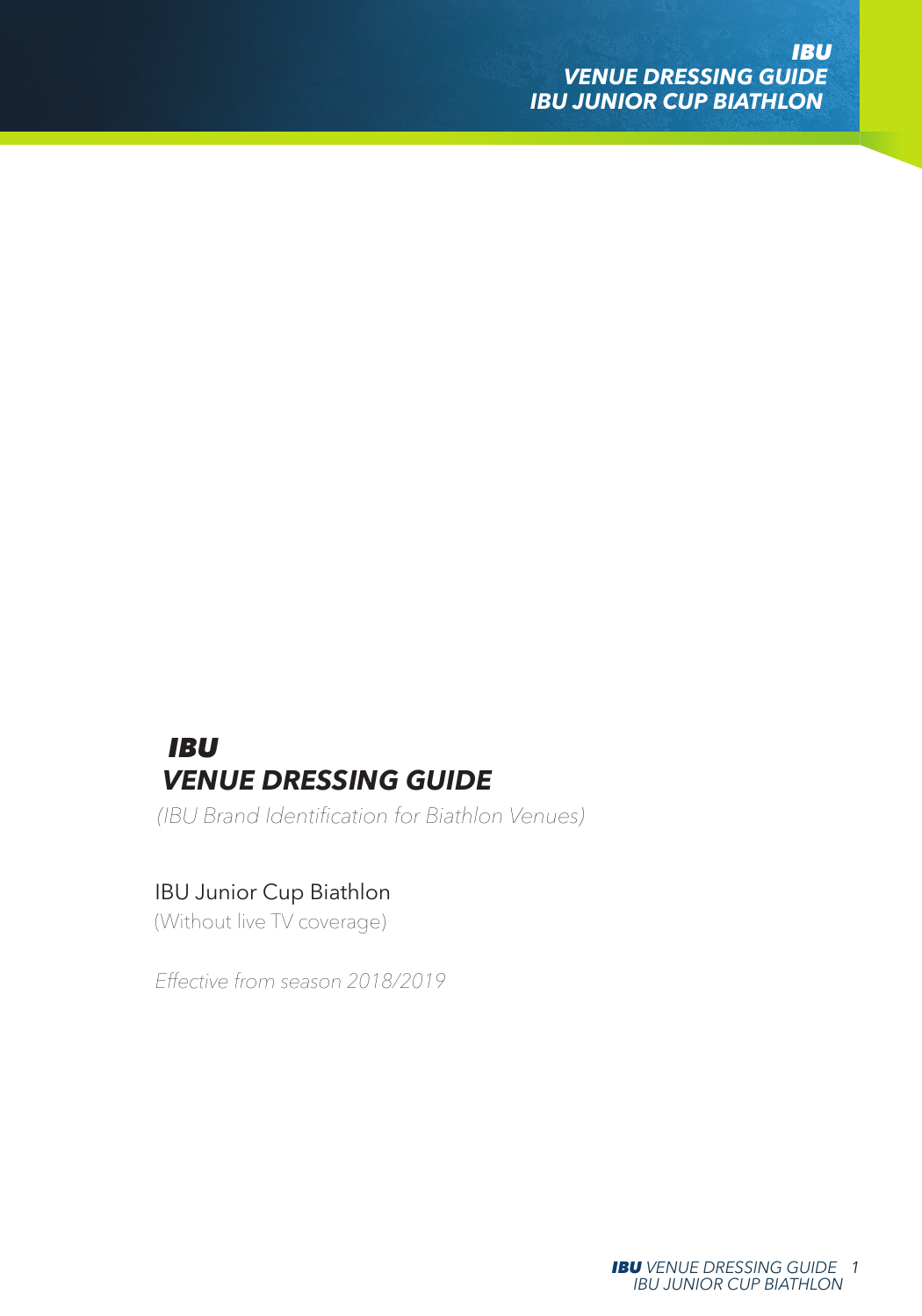# IBU
# VENUE DRESSING GUIDE

*(IBU Brand Identification for Biathlon Venues)*

IBU Junior Cup Biathlon

(Without live TV coverage)

*Effective from season 2018/2019*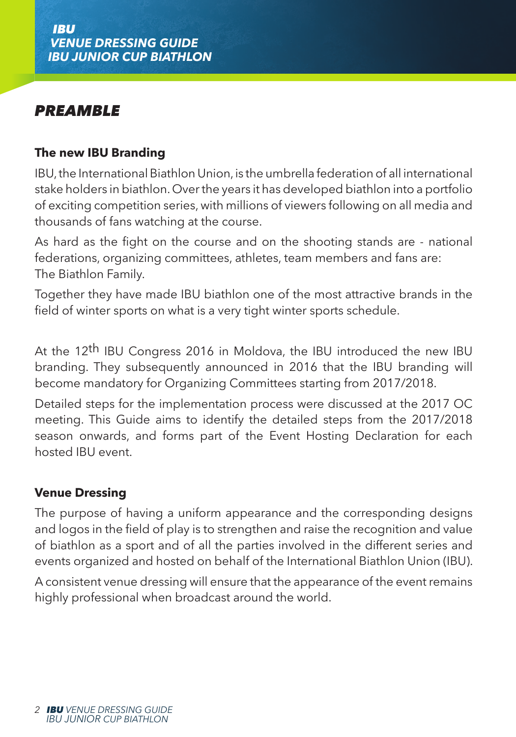## PREAMBLE

### The new IBU Branding

IBU, the International Biathlon Union, is the umbrella federation of all international stake holders in biathlon. Over the years it has developed biathlon into a portfolio of exciting competition series, with millions of viewers following on all media and thousands of fans watching at the course.

As hard as the fight on the course and on the shooting stands are - national federations, organizing committees, athletes, team members and fans are: The Biathlon Family.

Together they have made IBU biathlon one of the most attractive brands in the field of winter sports on what is a very tight winter sports schedule.

At the 12th IBU Congress 2016 in Moldova, the IBU introduced the new IBU branding. They subsequently announced in 2016 that the IBU branding will become mandatory for Organizing Committees starting from 2017/2018.

Detailed steps for the implementation process were discussed at the 2017 OC meeting. This Guide aims to identify the detailed steps from the 2017/2018 season onwards, and forms part of the Event Hosting Declaration for each hosted IBU event.

### Venue Dressing

The purpose of having a uniform appearance and the corresponding designs and logos in the field of play is to strengthen and raise the recognition and value of biathlon as a sport and of all the parties involved in the different series and events organized and hosted on behalf of the International Biathlon Union (IBU).

A consistent venue dressing will ensure that the appearance of the event remains highly professional when broadcast around the world.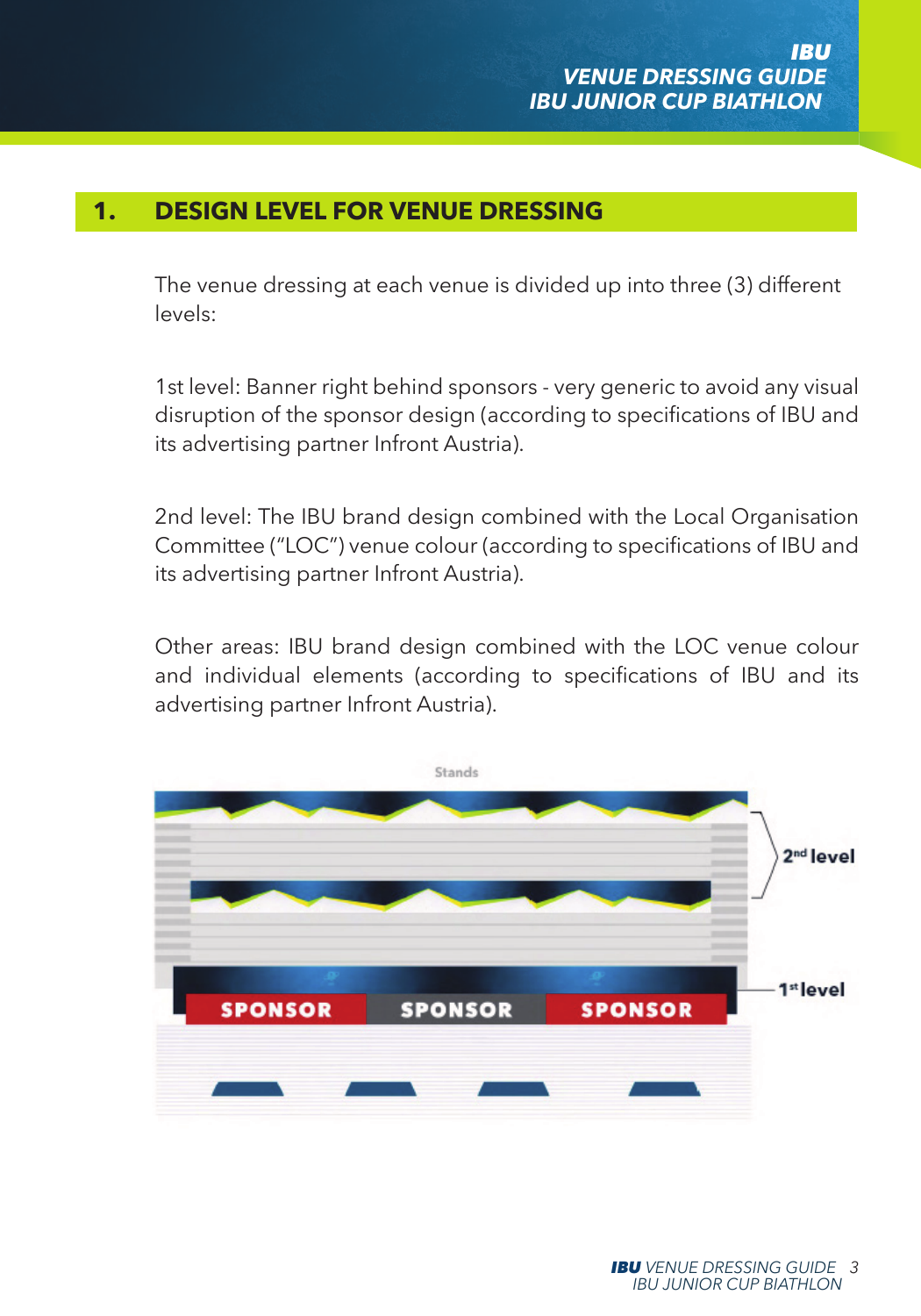## 1. DESIGN LEVEL FOR VENUE DRESSING

The venue dressing at each venue is divided up into three (3) different levels:

1st level: Banner right behind sponsors - very generic to avoid any visual disruption of the sponsor design (according to specifications of IBU and its advertising partner Infront Austria).

2nd level: The IBU brand design combined with the Local Organisation Committee ("LOC") venue colour (according to specifications of IBU and its advertising partner Infront Austria).

Other areas: IBU brand design combined with the LOC venue colour and individual elements (according to specifications of IBU and its advertising partner Infront Austria).

Stands

2nd level

1st level

SPONSOR SPONSOR SPONSOR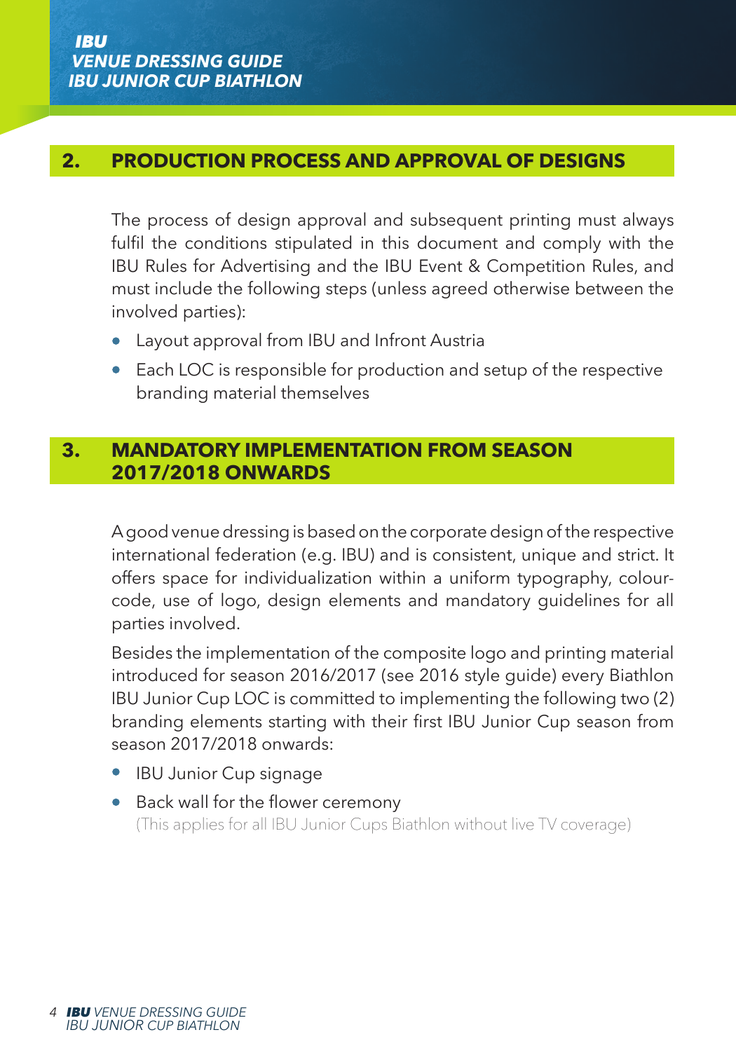## 2. PRODUCTION PROCESS AND APPROVAL OF DESIGNS

The process of design approval and subsequent printing must always fulfil the conditions stipulated in this document and comply with the IBU Rules for Advertising and the IBU Event & Competition Rules, and must include the following steps (unless agreed otherwise between the involved parties):

- Layout approval from IBU and Infront Austria
- Each LOC is responsible for production and setup of the respective branding material themselves

## 3. MANDATORY IMPLEMENTATION FROM SEASON 2017/2018 ONWARDS

A good venue dressing is based on the corporate design of the respective international federation (e.g. IBU) and is consistent, unique and strict. It offers space for individualization within a uniform typography, colour-code, use of logo, design elements and mandatory guidelines for all parties involved.

Besides the implementation of the composite logo and printing material introduced for season 2016/2017 (see 2016 style guide) every Biathlon IBU Junior Cup LOC is committed to implementing the following two (2) branding elements starting with their first IBU Junior Cup season from season 2017/2018 onwards:

- IBU Junior Cup signage
- Back wall for the flower ceremony
  (This applies for all IBU Junior Cups Biathlon without live TV coverage)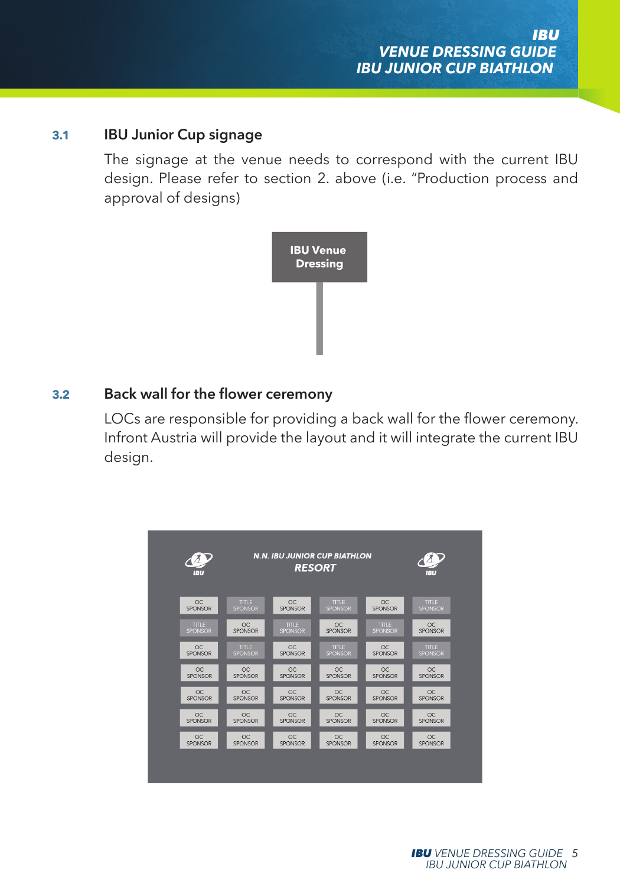## 3.1 IBU Junior Cup signage

The signage at the venue needs to correspond with the current IBU design. Please refer to section 2. above (i.e. "Production process and approval of designs)

IBU Venue Dressing

## 3.2 Back wall for the flower ceremony

LOCs are responsible for providing a back wall for the flower ceremony. Infront Austria will provide the layout and it will integrate the current IBU design.

N.N. IBU JUNIOR CUP BIATHLON
RESORT

| OC SPONSOR | TITLE SPONSOR | OC SPONSOR | TITLE SPONSOR | OC SPONSOR | TITLE SPONSOR |
|---|---|---|---|---|---|
| TITLE SPONSOR | OC SPONSOR | TITLE SPONSOR | OC SPONSOR | TITLE SPONSOR | OC SPONSOR |
| OC SPONSOR | TITLE SPONSOR | OC SPONSOR | TITLE SPONSOR | OC SPONSOR | TITLE SPONSOR |
| OC SPONSOR | OC SPONSOR | OC SPONSOR | OC SPONSOR | OC SPONSOR | OC SPONSOR |
| OC SPONSOR | OC SPONSOR | OC SPONSOR | OC SPONSOR | OC SPONSOR | OC SPONSOR |
| OC SPONSOR | OC SPONSOR | OC SPONSOR | OC SPONSOR | OC SPONSOR | OC SPONSOR |
| OC SPONSOR | OC SPONSOR | OC SPONSOR | OC SPONSOR | OC SPONSOR | OC SPONSOR |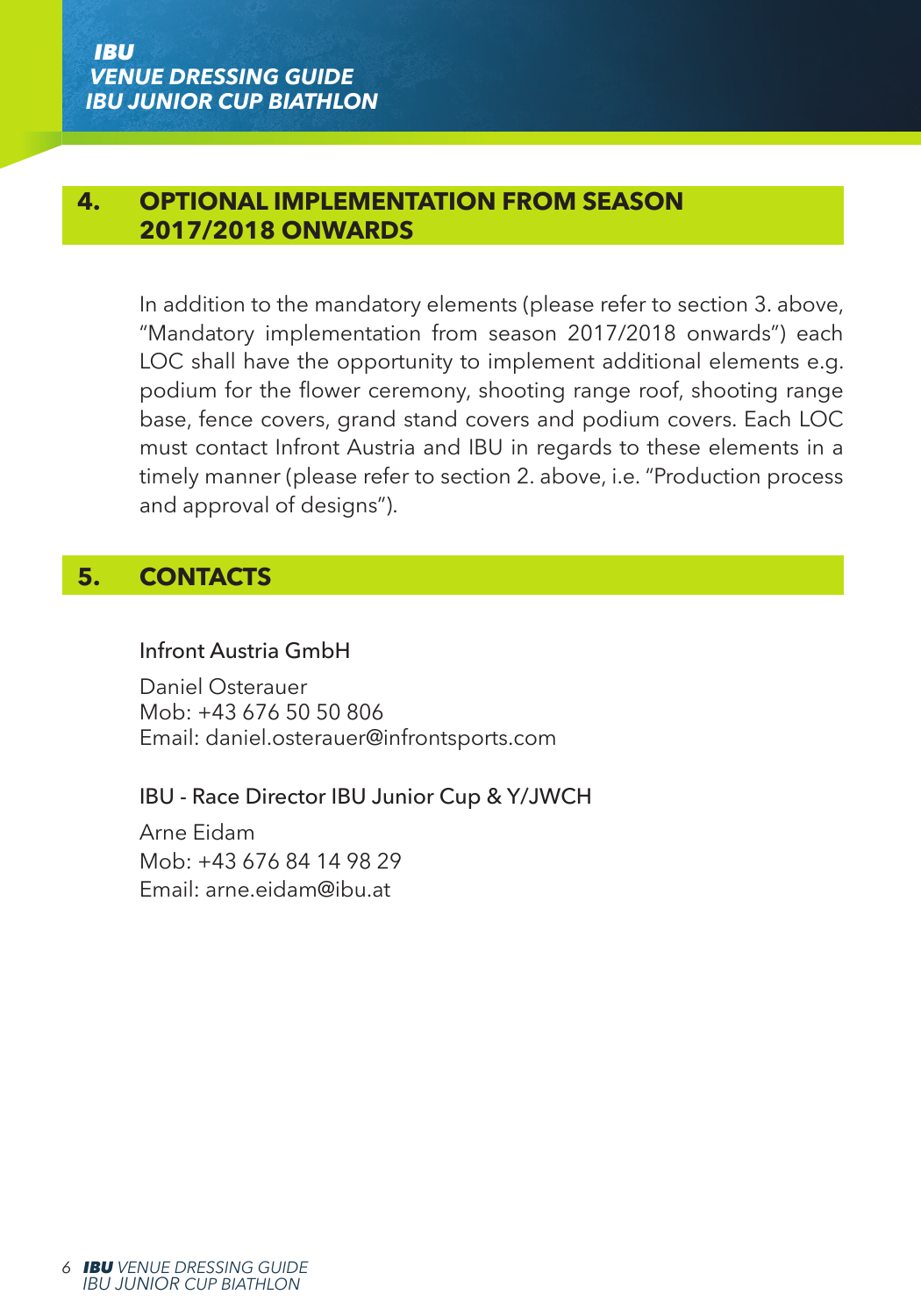## 4. OPTIONAL IMPLEMENTATION FROM SEASON 2017/2018 ONWARDS

In addition to the mandatory elements (please refer to section 3. above, "Mandatory implementation from season 2017/2018 onwards") each LOC shall have the opportunity to implement additional elements e.g. podium for the flower ceremony, shooting range roof, shooting range base, fence covers, grand stand covers and podium covers. Each LOC must contact Infront Austria and IBU in regards to these elements in a timely manner (please refer to section 2. above, i.e. "Production process and approval of designs").

## 5. CONTACTS

Infront Austria GmbH

Daniel Osterauer
Mob: +43 676 50 50 806
Email: daniel.osterauer@infrontsports.com

IBU - Race Director IBU Junior Cup & Y/JWCH

Arne Eidam
Mob: +43 676 84 14 98 29
Email: arne.eidam@ibu.at